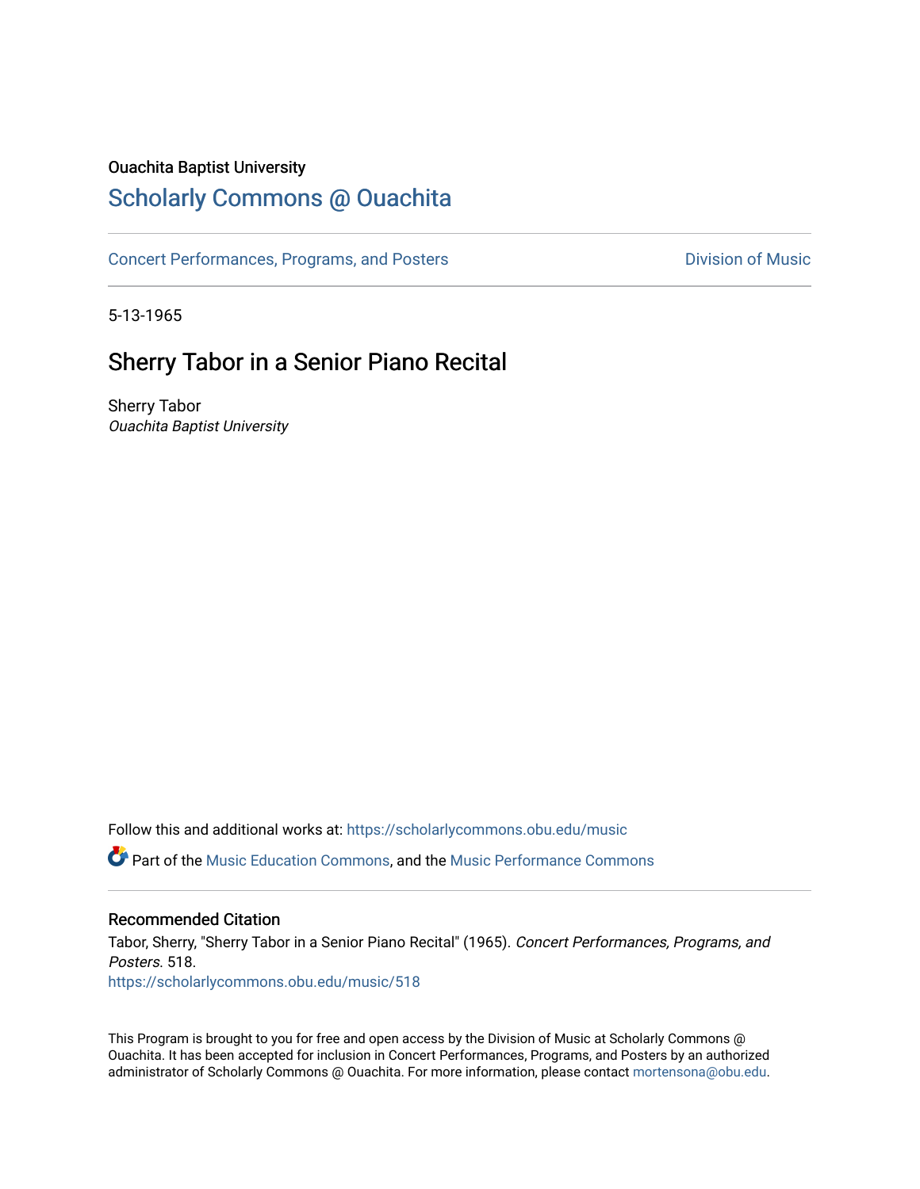Ouachita Baptist University

# Scholarly Commons @ Ouachita

Concert Performances, Programs, and Posters | Division of Music

5-13-1965

## Sherry Tabor in a Senior Piano Recital

Sherry Tabor
*Ouachita Baptist University*

Follow this and additional works at: https://scholarlycommons.obu.edu/music

Part of the Music Education Commons, and the Music Performance Commons

### Recommended Citation

Tabor, Sherry, "Sherry Tabor in a Senior Piano Recital" (1965). *Concert Performances, Programs, and Posters*. 518.
https://scholarlycommons.obu.edu/music/518

This Program is brought to you for free and open access by the Division of Music at Scholarly Commons @ Ouachita. It has been accepted for inclusion in Concert Performances, Programs, and Posters by an authorized administrator of Scholarly Commons @ Ouachita. For more information, please contact mortensona@obu.edu.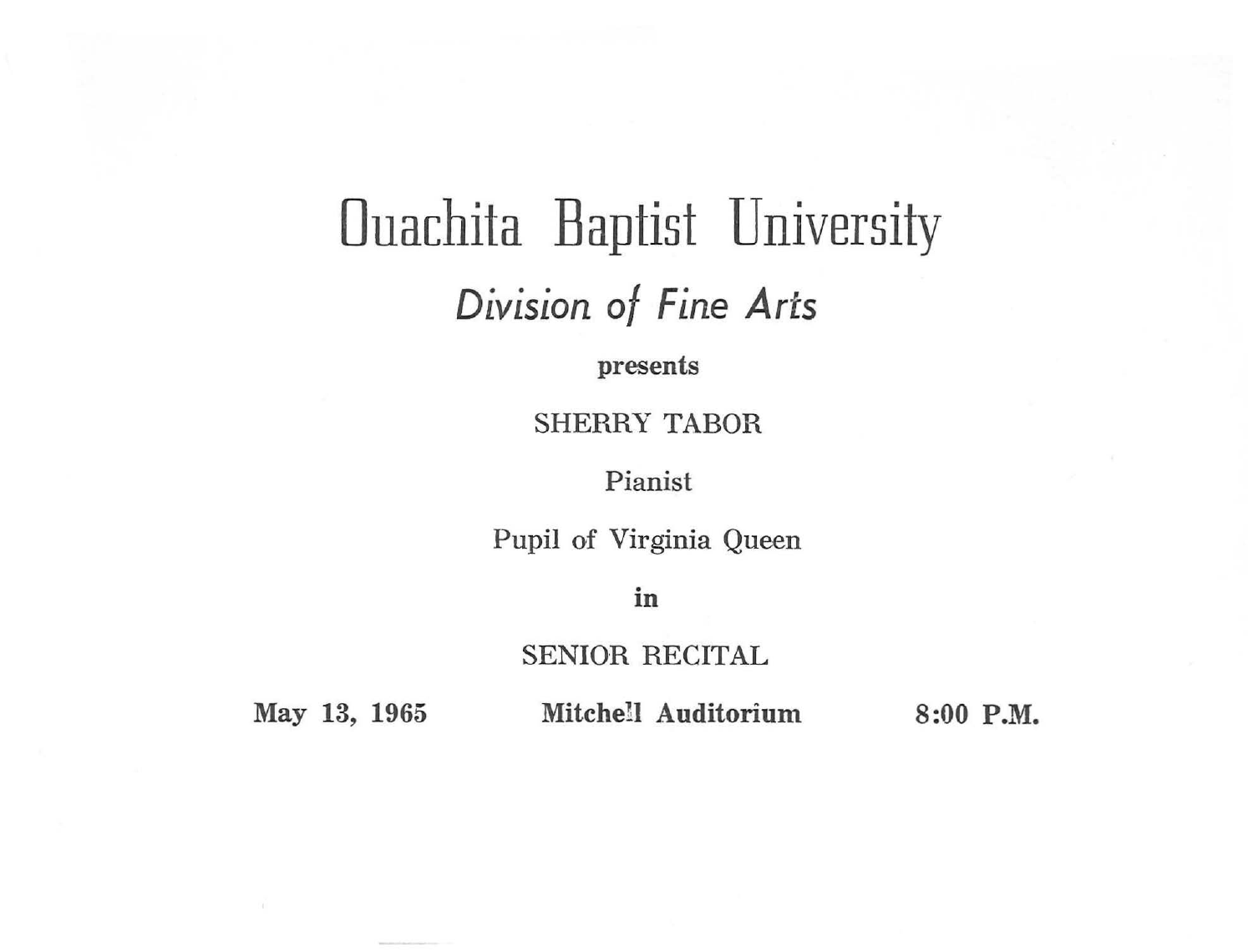# Ouachita Baptist University

## *Division of Fine Arts*

**presents**

SHERRY TABOR

Pianist

Pupil of Virginia Queen

**in**

SENIOR RECITAL

**May 13, 1965** **Mitchell Auditorium** **8:00 P.M.**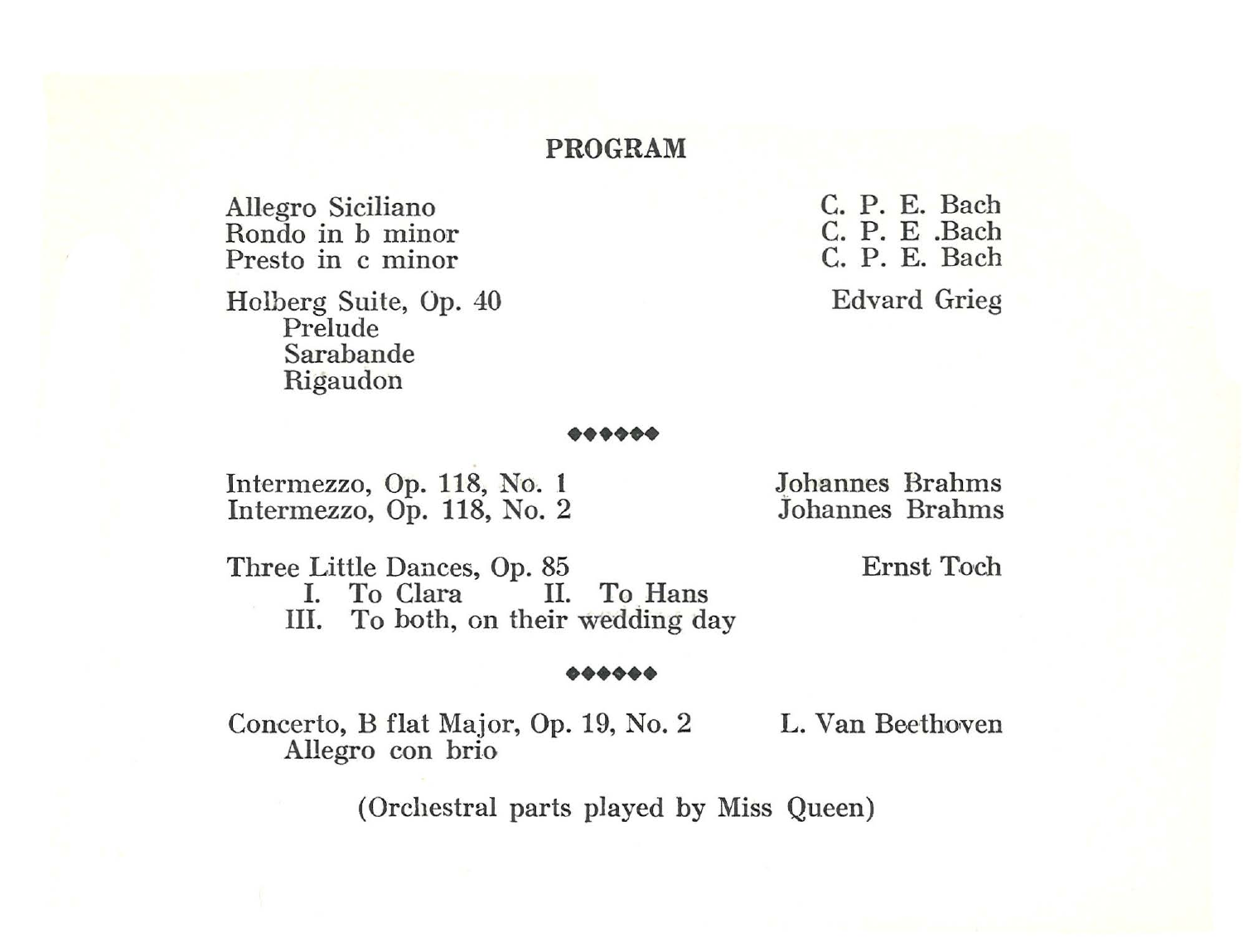# PROGRAM

| | |
|---|---|
| Allegro Siciliano | C. P. E. Bach |
| Rondo in b minor | C. P. E .Bach |
| Presto in c minor | C. P. E. Bach |
| Holberg Suite, Op. 40<br>Prelude<br>Sarabande<br>Rigaudon | Edvard Grieg |

◆◆◆◆◆◆

| | |
|---|---|
| Intermezzo, Op. 118, No. 1 | Johannes Brahms |
| Intermezzo, Op. 118, No. 2 | Johannes Brahms |
| Three Little Dances, Op. 85<br>I. To Clara II. To Hans<br>III. To both, on their wedding day | Ernst Toch |

◆◆◆◆◆◆

| | |
|---|---|
| Concerto, B flat Major, Op. 19, No. 2<br>Allegro con brio | L. Van Beethoven |

(Orchestral parts played by Miss Queen)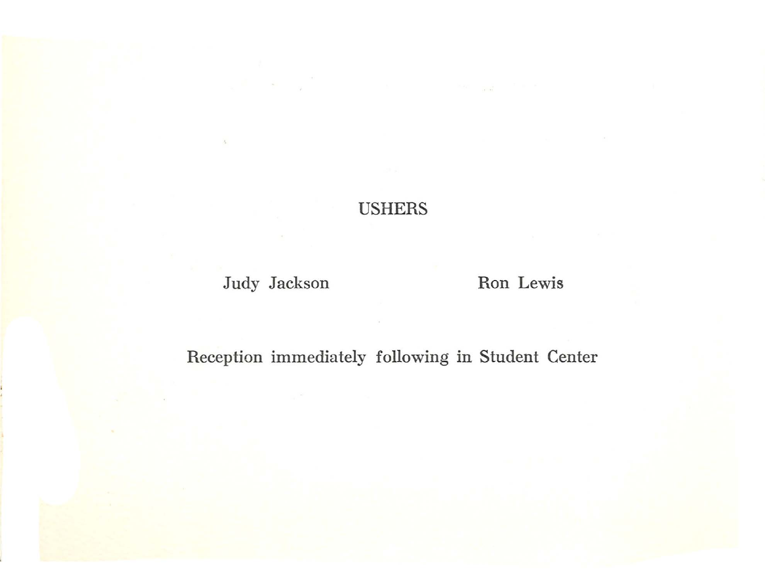## USHERS

Judy Jackson Ron Lewis

Reception immediately following in Student Center